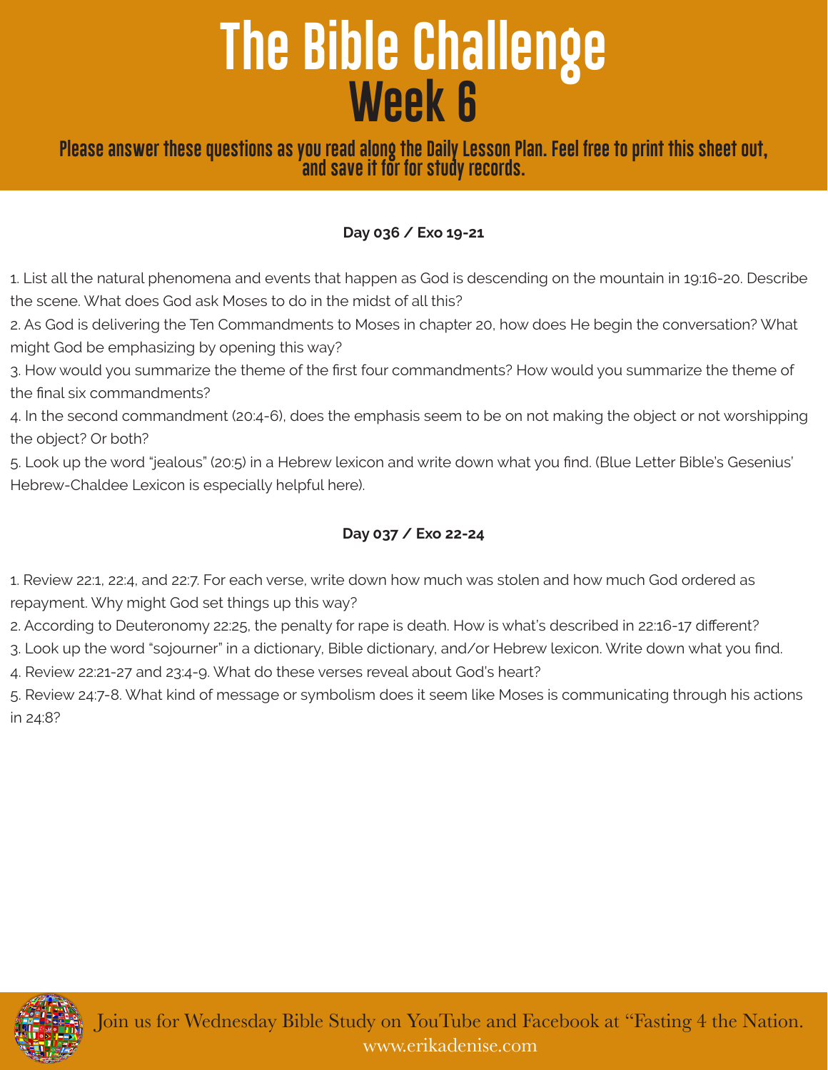# The Bible Challenge
## Week 6

**Please answer these questions as you read along the Daily Lesson Plan. Feel free to print this sheet out, and save it for for study records.**

**Day 036 / Exo 19-21**

1. List all the natural phenomena and events that happen as God is descending on the mountain in 19:16-20. Describe the scene. What does God ask Moses to do in the midst of all this?
2. As God is delivering the Ten Commandments to Moses in chapter 20, how does He begin the conversation? What might God be emphasizing by opening this way?
3. How would you summarize the theme of the first four commandments? How would you summarize the theme of the final six commandments?
4. In the second commandment (20:4-6), does the emphasis seem to be on not making the object or not worshipping the object? Or both?
5. Look up the word "jealous" (20:5) in a Hebrew lexicon and write down what you find. (Blue Letter Bible's Gesenius' Hebrew-Chaldee Lexicon is especially helpful here).

**Day 037 / Exo 22-24**

1. Review 22:1, 22:4, and 22:7. For each verse, write down how much was stolen and how much God ordered as repayment. Why might God set things up this way?
2. According to Deuteronomy 22:25, the penalty for rape is death. How is what's described in 22:16-17 different?
3. Look up the word "sojourner" in a dictionary, Bible dictionary, and/or Hebrew lexicon. Write down what you find.
4. Review 22:21-27 and 23:4-9. What do these verses reveal about God's heart?
5. Review 24:7-8. What kind of message or symbolism does it seem like Moses is communicating through his actions in 24:8?

Join us for Wednesday Bible Study on YouTube and Facebook at "Fasting 4 the Nation.
www.erikadenise.com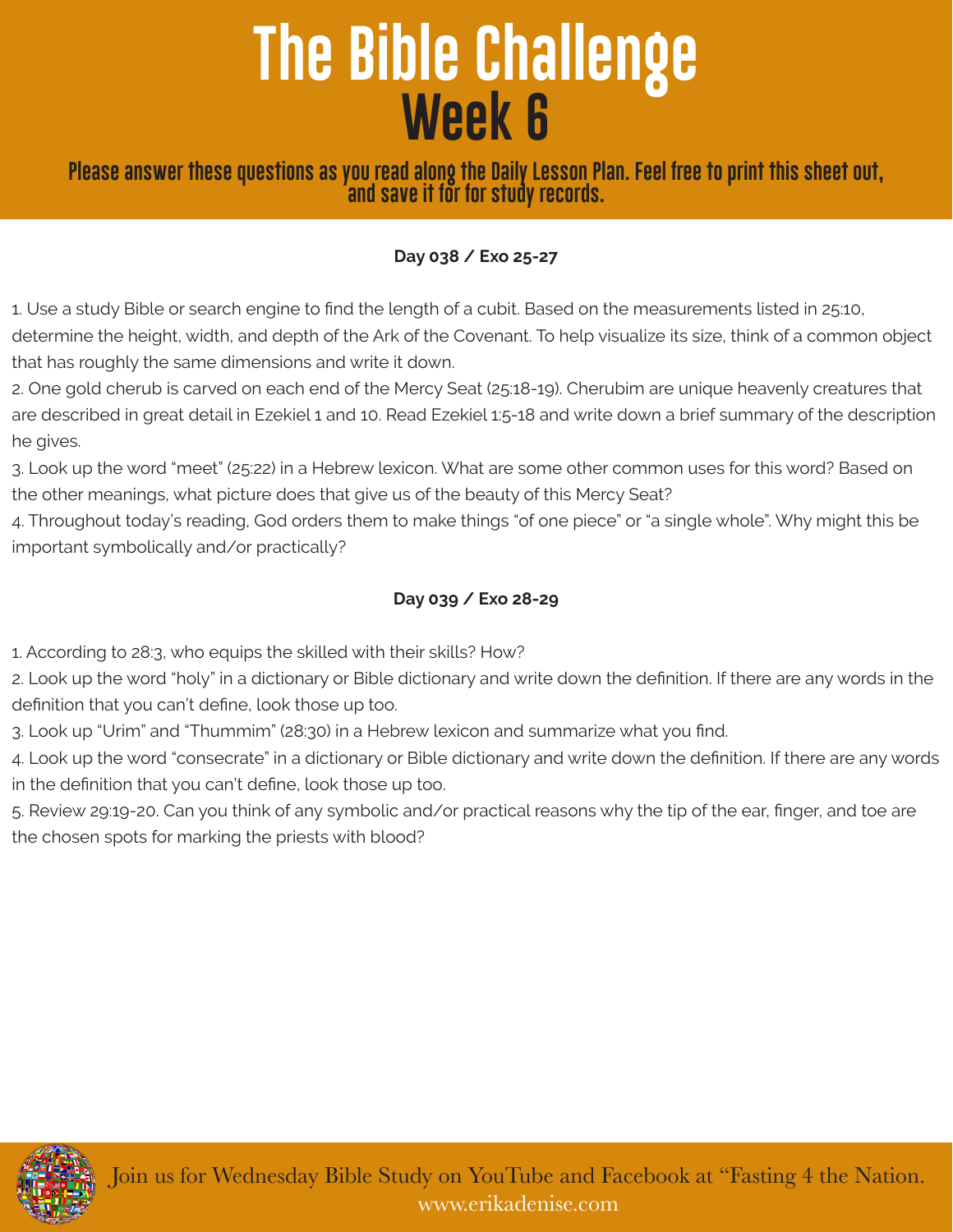# The Bible Challenge

## Week 6

**Please answer these questions as you read along the Daily Lesson Plan. Feel free to print this sheet out, and save it for for study records.**

**Day 038 / Exo 25-27**

1. Use a study Bible or search engine to find the length of a cubit. Based on the measurements listed in 25:10, determine the height, width, and depth of the Ark of the Covenant. To help visualize its size, think of a common object that has roughly the same dimensions and write it down.
2. One gold cherub is carved on each end of the Mercy Seat (25:18-19). Cherubim are unique heavenly creatures that are described in great detail in Ezekiel 1 and 10. Read Ezekiel 1:5-18 and write down a brief summary of the description he gives.
3. Look up the word "meet" (25:22) in a Hebrew lexicon. What are some other common uses for this word? Based on the other meanings, what picture does that give us of the beauty of this Mercy Seat?
4. Throughout today's reading, God orders them to make things "of one piece" or "a single whole". Why might this be important symbolically and/or practically?

**Day 039 / Exo 28-29**

1. According to 28:3, who equips the skilled with their skills? How?
2. Look up the word "holy" in a dictionary or Bible dictionary and write down the definition. If there are any words in the definition that you can't define, look those up too.
3. Look up "Urim" and "Thummim" (28:30) in a Hebrew lexicon and summarize what you find.
4. Look up the word "consecrate" in a dictionary or Bible dictionary and write down the definition. If there are any words in the definition that you can't define, look those up too.
5. Review 29:19-20. Can you think of any symbolic and/or practical reasons why the tip of the ear, finger, and toe are the chosen spots for marking the priests with blood?

Join us for Wednesday Bible Study on YouTube and Facebook at "Fasting 4 the Nation.
www.erikadenise.com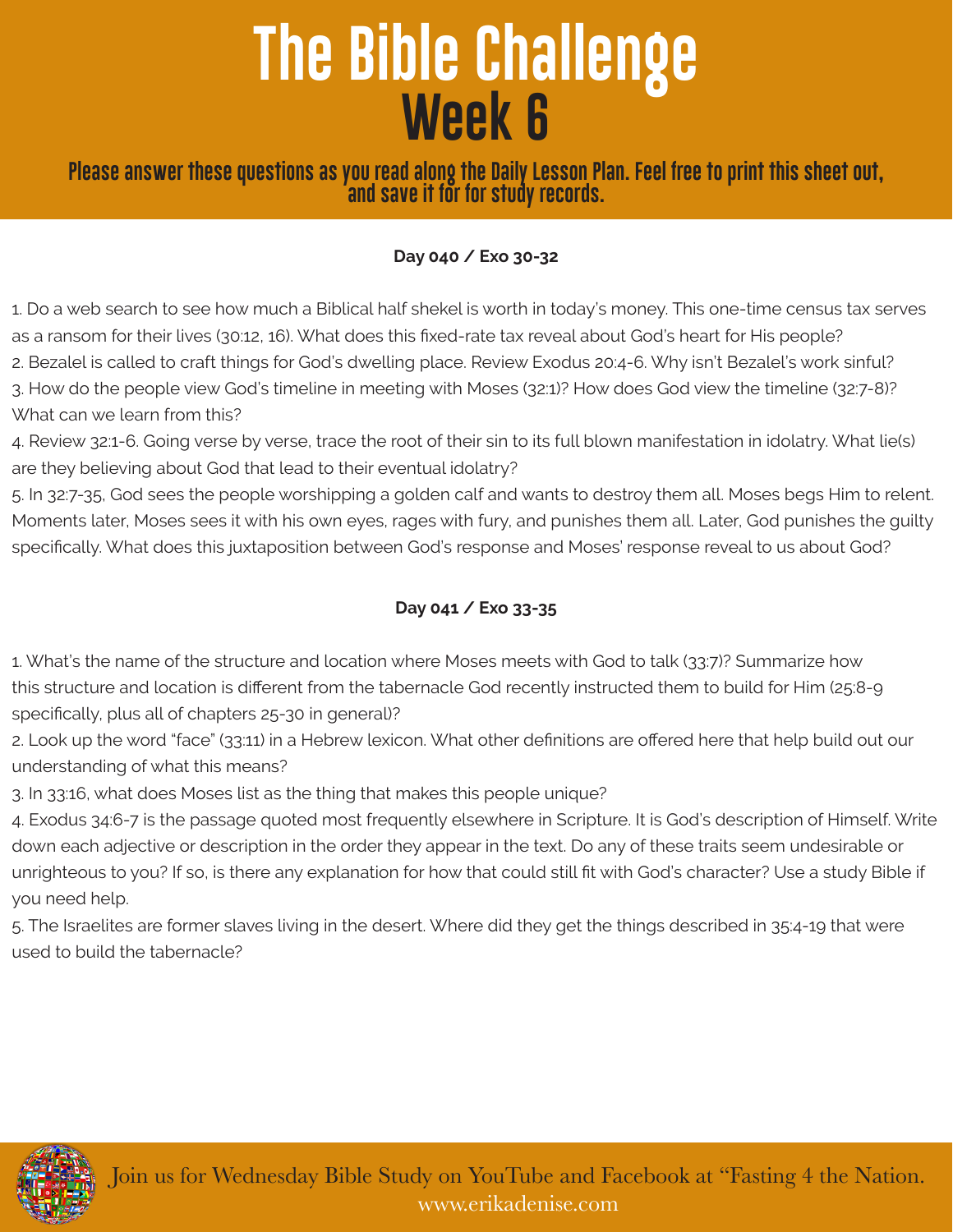# The Bible Challenge
# Week 6

**Please answer these questions as you read along the Daily Lesson Plan. Feel free to print this sheet out, and save it for for study records.**

**Day 040 / Exo 30-32**

1. Do a web search to see how much a Biblical half shekel is worth in today's money. This one-time census tax serves as a ransom for their lives (30:12, 16). What does this fixed-rate tax reveal about God's heart for His people?
2. Bezalel is called to craft things for God's dwelling place. Review Exodus 20:4-6. Why isn't Bezalel's work sinful?
3. How do the people view God's timeline in meeting with Moses (32:1)? How does God view the timeline (32:7-8)? What can we learn from this?
4. Review 32:1-6. Going verse by verse, trace the root of their sin to its full blown manifestation in idolatry. What lie(s) are they believing about God that lead to their eventual idolatry?
5. In 32:7-35, God sees the people worshipping a golden calf and wants to destroy them all. Moses begs Him to relent. Moments later, Moses sees it with his own eyes, rages with fury, and punishes them all. Later, God punishes the guilty specifically. What does this juxtaposition between God's response and Moses' response reveal to us about God?

**Day 041 / Exo 33-35**

1. What's the name of the structure and location where Moses meets with God to talk (33:7)? Summarize how this structure and location is different from the tabernacle God recently instructed them to build for Him (25:8-9 specifically, plus all of chapters 25-30 in general)?
2. Look up the word "face" (33:11) in a Hebrew lexicon. What other definitions are offered here that help build out our understanding of what this means?
3. In 33:16, what does Moses list as the thing that makes this people unique?
4. Exodus 34:6-7 is the passage quoted most frequently elsewhere in Scripture. It is God's description of Himself. Write down each adjective or description in the order they appear in the text. Do any of these traits seem undesirable or unrighteous to you? If so, is there any explanation for how that could still fit with God's character? Use a study Bible if you need help.
5. The Israelites are former slaves living in the desert. Where did they get the things described in 35:4-19 that were used to build the tabernacle?

Join us for Wednesday Bible Study on YouTube and Facebook at "Fasting 4 the Nation.
www.erikadenise.com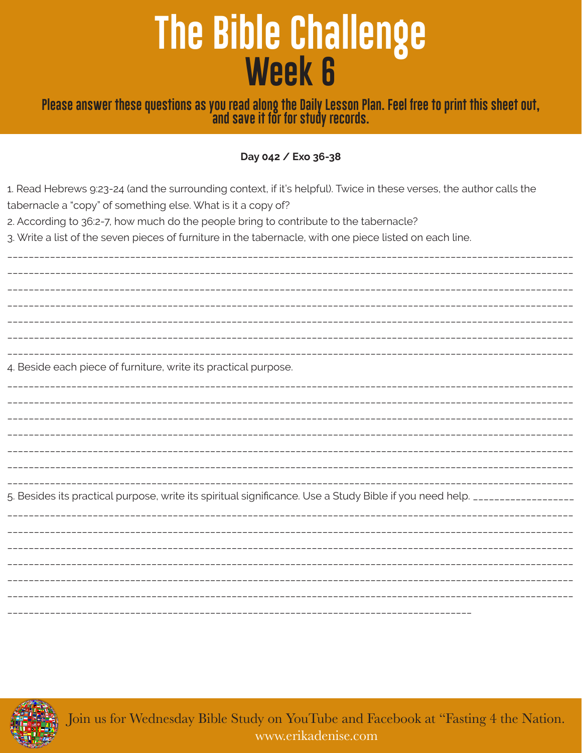# The Bible Challenge
## Week 6

**Please answer these questions as you read along the Daily Lesson Plan. Feel free to print this sheet out, and save it for for study records.**

**Day 042 / Exo 36-38**

1. Read Hebrews 9:23-24 (and the surrounding context, if it's helpful). Twice in these verses, the author calls the tabernacle a "copy" of something else. What is it a copy of?
2. According to 36:2-7, how much do the people bring to contribute to the tabernacle?
3. Write a list of the seven pieces of furniture in the tabernacle, with one piece listed on each line.

_______________________________________________________________________________________

_______________________________________________________________________________________

_______________________________________________________________________________________

_______________________________________________________________________________________

_______________________________________________________________________________________

_______________________________________________________________________________________

_______________________________________________________________________________________

4. Beside each piece of furniture, write its practical purpose.

_______________________________________________________________________________________

_______________________________________________________________________________________

_______________________________________________________________________________________

_______________________________________________________________________________________

_______________________________________________________________________________________

_______________________________________________________________________________________

_______________________________________________________________________________________

5. Besides its practical purpose, write its spiritual significance. Use a Study Bible if you need help. __________________

_______________________________________________________________________________________

_______________________________________________________________________________________

_______________________________________________________________________________________

_______________________________________________________________________________________

_______________________________________________________________________________________

_______________________________________________________________________________________

_______________________________________________________________________________

Join us for Wednesday Bible Study on YouTube and Facebook at "Fasting 4 the Nation.
www.erikadenise.com